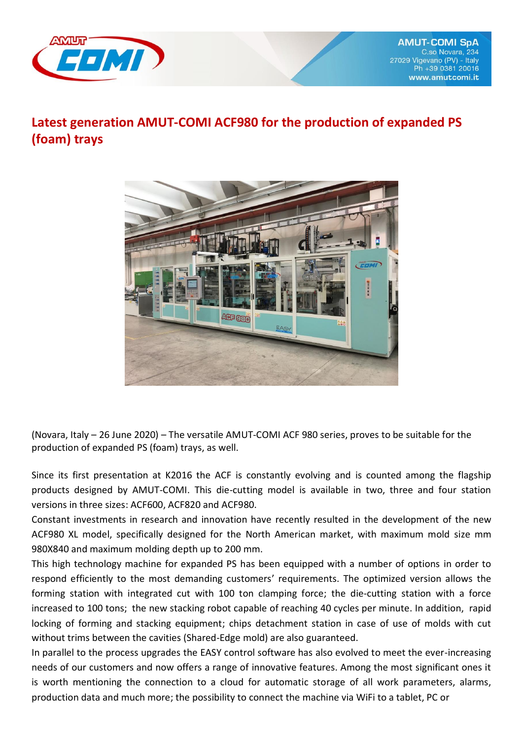AMUT-COMI SpA
C.so Novara, 234
27029 Vigevano (PV) - Italy
Ph +39 0381 20016
www.amutcomi.it

# Latest generation AMUT-COMI ACF980 for the production of expanded PS (foam) trays

(Novara, Italy – 26 June 2020) – The versatile AMUT-COMI ACF 980 series, proves to be suitable for the production of expanded PS (foam) trays, as well.

Since its first presentation at K2016 the ACF is constantly evolving and is counted among the flagship products designed by AMUT-COMI. This die-cutting model is available in two, three and four station versions in three sizes: ACF600, ACF820 and ACF980.

Constant investments in research and innovation have recently resulted in the development of the new ACF980 XL model, specifically designed for the North American market, with maximum mold size mm 980X840 and maximum molding depth up to 200 mm.

This high technology machine for expanded PS has been equipped with a number of options in order to respond efficiently to the most demanding customers' requirements. The optimized version allows the forming station with integrated cut with 100 ton clamping force; the die-cutting station with a force increased to 100 tons; the new stacking robot capable of reaching 40 cycles per minute. In addition, rapid locking of forming and stacking equipment; chips detachment station in case of use of molds with cut without trims between the cavities (Shared-Edge mold) are also guaranteed.

In parallel to the process upgrades the EASY control software has also evolved to meet the ever-increasing needs of our customers and now offers a range of innovative features. Among the most significant ones it is worth mentioning the connection to a cloud for automatic storage of all work parameters, alarms, production data and much more; the possibility to connect the machine via WiFi to a tablet, PC or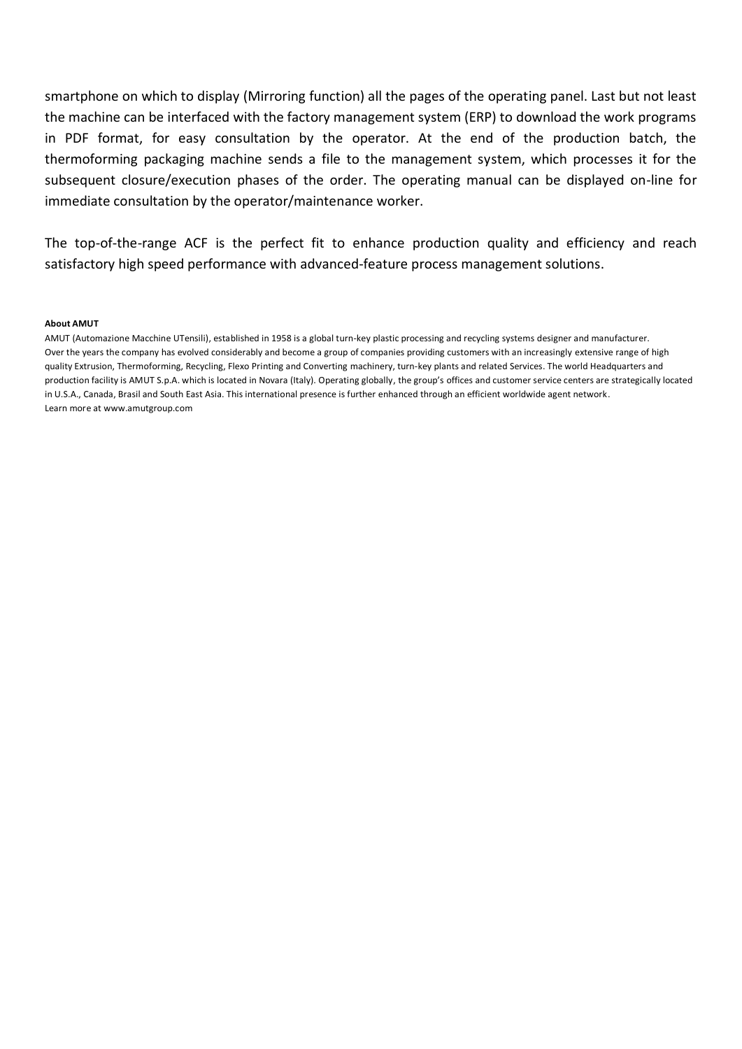smartphone on which to display (Mirroring function) all the pages of the operating panel. Last but not least the machine can be interfaced with the factory management system (ERP) to download the work programs in PDF format, for easy consultation by the operator. At the end of the production batch, the thermoforming packaging machine sends a file to the management system, which processes it for the subsequent closure/execution phases of the order. The operating manual can be displayed on-line for immediate consultation by the operator/maintenance worker.

The top-of-the-range ACF is the perfect fit to enhance production quality and efficiency and reach satisfactory high speed performance with advanced-feature process management solutions.

**About AMUT**

AMUT (Automazione Macchine UTensili), established in 1958 is a global turn-key plastic processing and recycling systems designer and manufacturer. Over the years the company has evolved considerably and become a group of companies providing customers with an increasingly extensive range of high quality Extrusion, Thermoforming, Recycling, Flexo Printing and Converting machinery, turn-key plants and related Services. The world Headquarters and production facility is AMUT S.p.A. which is located in Novara (Italy). Operating globally, the group's offices and customer service centers are strategically located in U.S.A., Canada, Brasil and South East Asia. This international presence is further enhanced through an efficient worldwide agent network.
Learn more at www.amutgroup.com